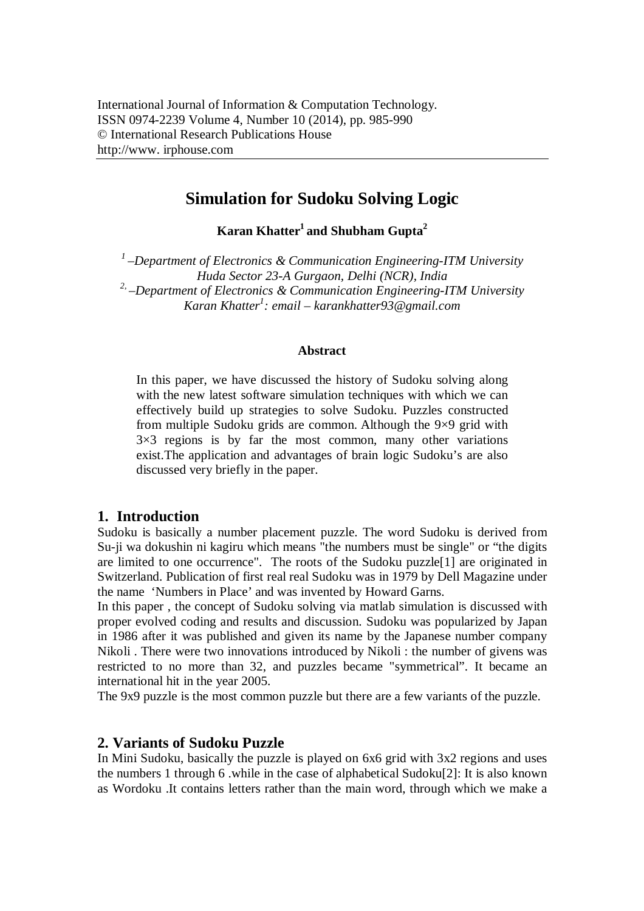International Journal of Information & Computation Technology.
ISSN 0974-2239 Volume 4, Number 10 (2014), pp. 985-990
© International Research Publications House
http://www. irphouse.com

# Simulation for Sudoku Solving Logic

**Karan Khatter[1] and Shubham Gupta[2]**

*[1] –Department of Electronics & Communication Engineering-ITM University*
*Huda Sector 23-A Gurgaon, Delhi (NCR), India*
*[2,] –Department of Electronics & Communication Engineering-ITM University*
*Karan Khatter[1]: email – karankhatter93@gmail.com*

### Abstract

In this paper, we have discussed the history of Sudoku solving along with the new latest software simulation techniques with which we can effectively build up strategies to solve Sudoku. Puzzles constructed from multiple Sudoku grids are common. Although the 9×9 grid with 3×3 regions is by far the most common, many other variations exist.The application and advantages of brain logic Sudoku's are also discussed very briefly in the paper.

## 1. Introduction

Sudoku is basically a number placement puzzle. The word Sudoku is derived from Su-ji wa dokushin ni kagiru which means "the numbers must be single" or "the digits are limited to one occurrence". The roots of the Sudoku puzzle[1] are originated in Switzerland. Publication of first real real Sudoku was in 1979 by Dell Magazine under the name 'Numbers in Place' and was invented by Howard Garns.

In this paper , the concept of Sudoku solving via matlab simulation is discussed with proper evolved coding and results and discussion. Sudoku was popularized by Japan in 1986 after it was published and given its name by the Japanese number company Nikoli . There were two innovations introduced by Nikoli : the number of givens was restricted to no more than 32, and puzzles became "symmetrical". It became an international hit in the year 2005.

The 9x9 puzzle is the most common puzzle but there are a few variants of the puzzle.

## 2. Variants of Sudoku Puzzle

In Mini Sudoku, basically the puzzle is played on 6x6 grid with 3x2 regions and uses the numbers 1 through 6 .while in the case of alphabetical Sudoku[2]: It is also known as Wordoku .It contains letters rather than the main word, through which we make a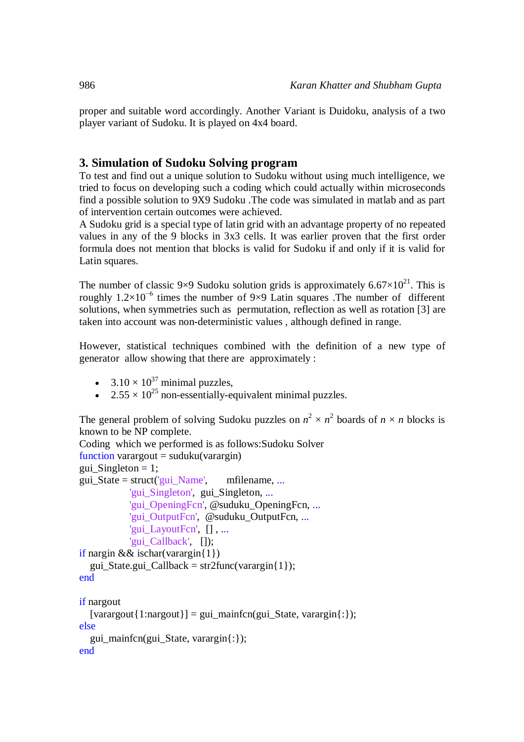proper and suitable word accordingly. Another Variant is Duidoku, analysis of a two player variant of Sudoku. It is played on 4x4 board.

## 3. Simulation of Sudoku Solving program

To test and find out a unique solution to Sudoku without using much intelligence, we tried to focus on developing such a coding which could actually within microseconds find a possible solution to 9X9 Sudoku .The code was simulated in matlab and as part of intervention certain outcomes were achieved.

A Sudoku grid is a special type of latin grid with an advantage property of no repeated values in any of the 9 blocks in 3x3 cells. It was earlier proven that the first order formula does not mention that blocks is valid for Sudoku if and only if it is valid for Latin squares.

The number of classic 9×9 Sudoku solution grids is approximately $6.67 \times 10^{21}$. This is roughly $1.2 \times 10^{-6}$ times the number of 9×9 Latin squares .The number of different solutions, when symmetries such as permutation, reflection as well as rotation [3] are taken into account was non-deterministic values , although defined in range.

However, statistical techniques combined with the definition of a new type of generator allow showing that there are approximately :

- $3.10 \times 10^{37}$ minimal puzzles,
- $2.55 \times 10^{25}$ non-essentially-equivalent minimal puzzles.

The general problem of solving Sudoku puzzles on $n^2 \times n^2$ boards of $n \times n$ blocks is known to be NP complete.

Coding which we performed is as follows:Sudoku Solver

```
function varargout = suduku(varargin)
gui_Singleton = 1;
gui_State = struct('gui_Name',       mfilename, ...
                   'gui_Singleton',  gui_Singleton, ...
                   'gui_OpeningFcn', @suduku_OpeningFcn, ...
                   'gui_OutputFcn',  @suduku_OutputFcn, ...
                   'gui_LayoutFcn',  [] , ...
                   'gui_Callback',   []);
if nargin && ischar(varargin{1})
    gui_State.gui_Callback = str2func(varargin{1});
end

if nargout
    [varargout{1:nargout}] = gui_mainfcn(gui_State, varargin{:});
else
    gui_mainfcn(gui_State, varargin{:});
end
```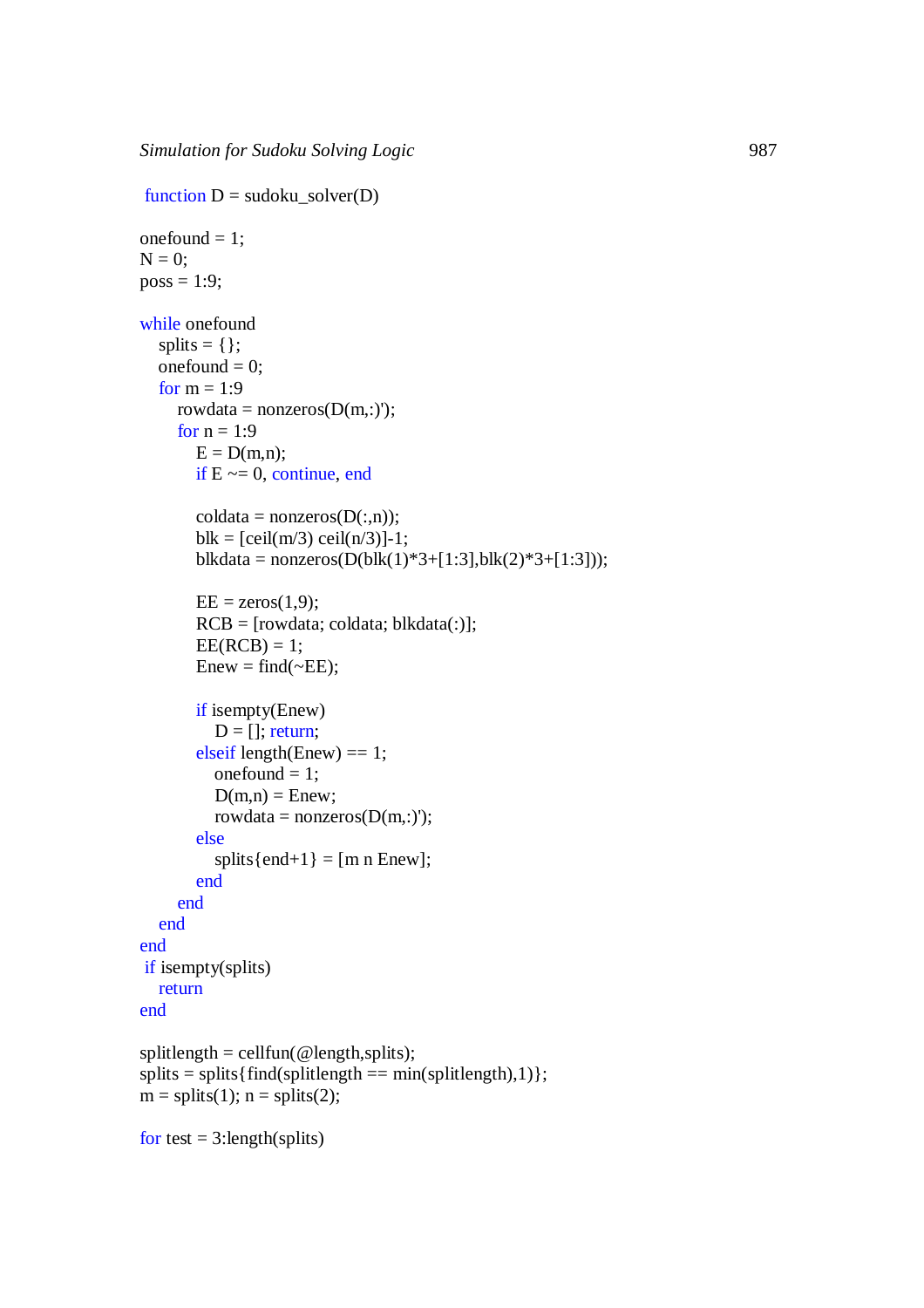```
function D = sudoku_solver(D)

onefound = 1;
N = 0;
poss = 1:9;

while onefound
    splits = {};
    onefound = 0;
    for m = 1:9
        rowdata = nonzeros(D(m,:)');
        for n = 1:9
            E = D(m,n);
            if E ~= 0, continue, end

            coldata = nonzeros(D(:,n));
            blk = [ceil(m/3) ceil(n/3)]-1;
            blkdata = nonzeros(D(blk(1)*3+[1:3],blk(2)*3+[1:3]));

            EE = zeros(1,9);
            RCB = [rowdata; coldata; blkdata(:)];
            EE(RCB) = 1;
            Enew = find(~EE);

            if isempty(Enew)
                D = []; return;
            elseif length(Enew) == 1;
                onefound = 1;
                D(m,n) = Enew;
                rowdata = nonzeros(D(m,:)');
            else
                splits{end+1} = [m n Enew];
            end
        end
    end
end
 if isempty(splits)
    return
end

splitlength = cellfun(@length,splits);
splits = splits{find(splitlength == min(splitlength),1)};
m = splits(1); n = splits(2);

for test = 3:length(splits)
```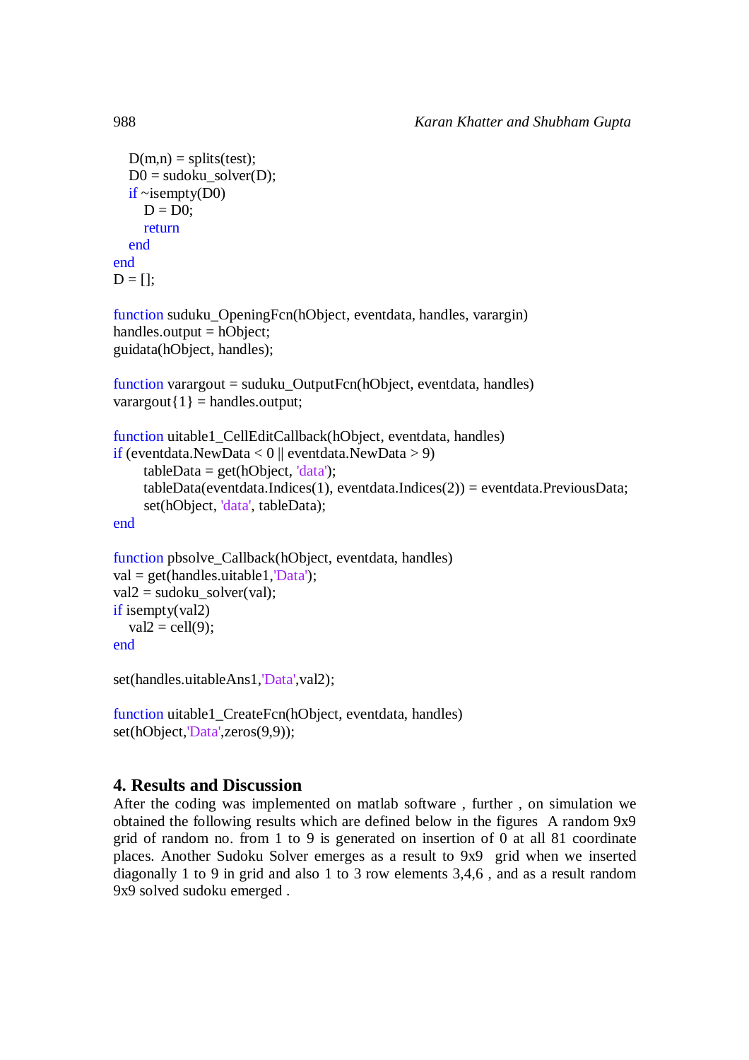```
    D(m,n) = splits(test);
    D0 = sudoku_solver(D);
    if ~isempty(D0)
        D = D0;
        return
    end
end
D = [];

function suduku_OpeningFcn(hObject, eventdata, handles, varargin)
handles.output = hObject;
guidata(hObject, handles);

function varargout = suduku_OutputFcn(hObject, eventdata, handles)
varargout{1} = handles.output;

function uitable1_CellEditCallback(hObject, eventdata, handles)
if (eventdata.NewData < 0 || eventdata.NewData > 9)
        tableData = get(hObject, 'data');
        tableData(eventdata.Indices(1), eventdata.Indices(2)) = eventdata.PreviousData;
        set(hObject, 'data', tableData);
end

function pbsolve_Callback(hObject, eventdata, handles)
val = get(handles.uitable1,'Data');
val2 = sudoku_solver(val);
if isempty(val2)
    val2 = cell(9);
end

set(handles.uitableAns1,'Data',val2);

function uitable1_CreateFcn(hObject, eventdata, handles)
set(hObject,'Data',zeros(9,9));
```

## 4. Results and Discussion

After the coding was implemented on matlab software , further , on simulation we obtained the following results which are defined below in the figures  A random 9x9 grid of random no. from 1 to 9 is generated on insertion of 0 at all 81 coordinate places. Another Sudoku Solver emerges as a result to 9x9  grid when we inserted diagonally 1 to 9 in grid and also 1 to 3 row elements 3,4,6 , and as a result random 9x9 solved sudoku emerged .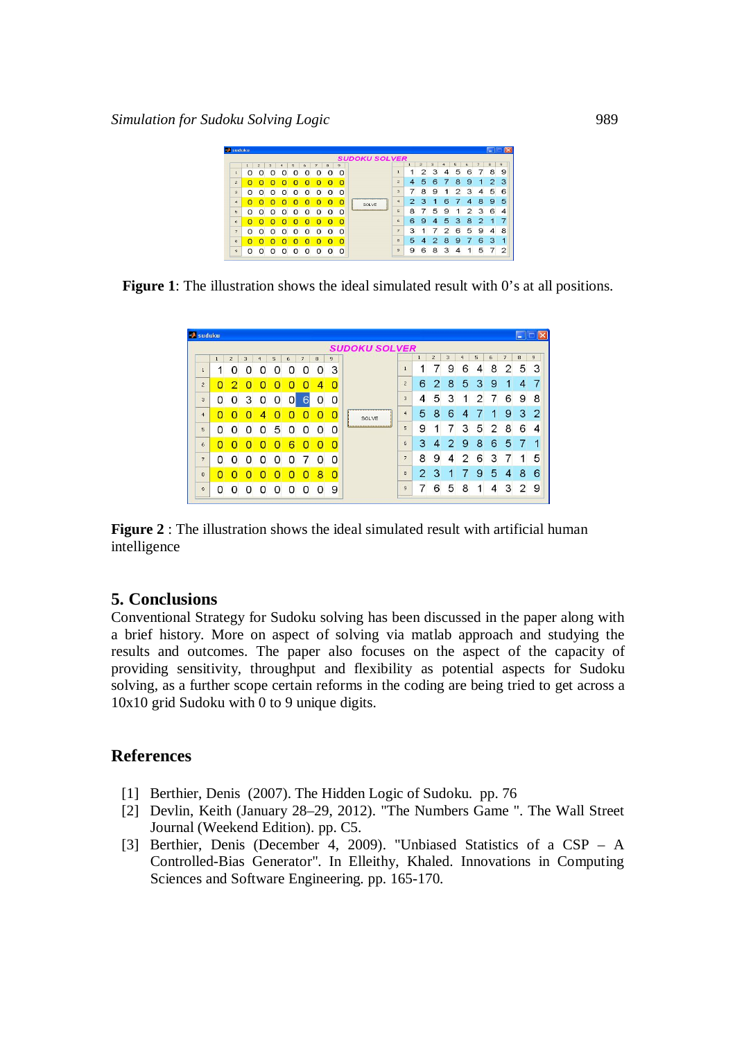**Figure 1**: The illustration shows the ideal simulated result with 0's at all positions.

**Figure 2** : The illustration shows the ideal simulated result with artificial human intelligence

## 5. Conclusions

Conventional Strategy for Sudoku solving has been discussed in the paper along with a brief history. More on aspect of solving via matlab approach and studying the results and outcomes. The paper also focuses on the aspect of the capacity of providing sensitivity, throughput and flexibility as potential aspects for Sudoku solving, as a further scope certain reforms in the coding are being tried to get across a 10x10 grid Sudoku with 0 to 9 unique digits.

## References

[1] Berthier, Denis (2007). The Hidden Logic of Sudoku. pp. 76

[2] Devlin, Keith (January 28–29, 2012). "The Numbers Game ". The Wall Street Journal (Weekend Edition). pp. C5.

[3] Berthier, Denis (December 4, 2009). "Unbiased Statistics of a CSP – A Controlled-Bias Generator". In Elleithy, Khaled. Innovations in Computing Sciences and Software Engineering. pp. 165-170.